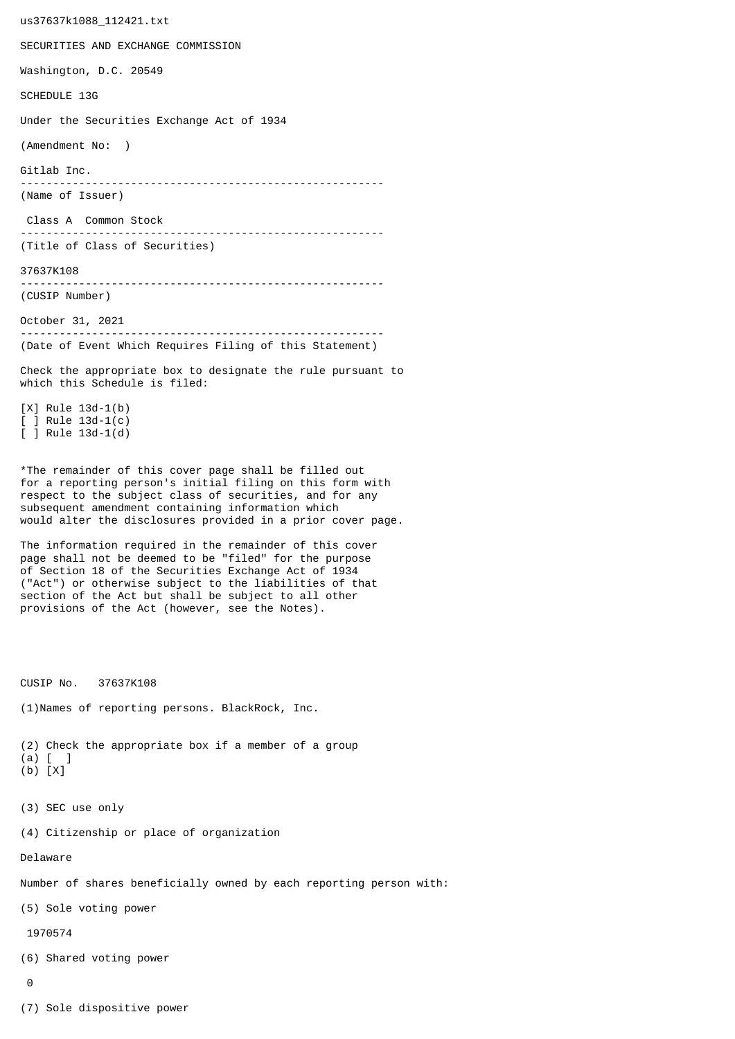us37637k1088_112421.txt

SECURITIES AND EXCHANGE COMMISSION

Washington, D.C. 20549

SCHEDULE 13G

Under the Securities Exchange Act of 1934

(Amendment No: )

Gitlab Inc.

--------------------------------------------------------

(Name of Issuer)

Class A Common Stock

--------------------------------------------------------

(Title of Class of Securities)

37637K108

--------------------------------------------------------

(CUSIP Number)

October 31, 2021

--------------------------------------------------------

(Date of Event Which Requires Filing of this Statement)

Check the appropriate box to designate the rule pursuant to which this Schedule is filed:

[X] Rule 13d-1(b)
[ ] Rule 13d-1(c)
[ ] Rule 13d-1(d)

*The remainder of this cover page shall be filled out for a reporting person's initial filing on this form with respect to the subject class of securities, and for any subsequent amendment containing information which would alter the disclosures provided in a prior cover page.

The information required in the remainder of this cover page shall not be deemed to be "filed" for the purpose of Section 18 of the Securities Exchange Act of 1934 ("Act") or otherwise subject to the liabilities of that section of the Act but shall be subject to all other provisions of the Act (however, see the Notes).

CUSIP No. 37637K108

(1)Names of reporting persons. BlackRock, Inc.

(2) Check the appropriate box if a member of a group
(a) [ ]
(b) [X]

(3) SEC use only

(4) Citizenship or place of organization

Delaware

Number of shares beneficially owned by each reporting person with:

(5) Sole voting power

1970574

(6) Shared voting power

0

(7) Sole dispositive power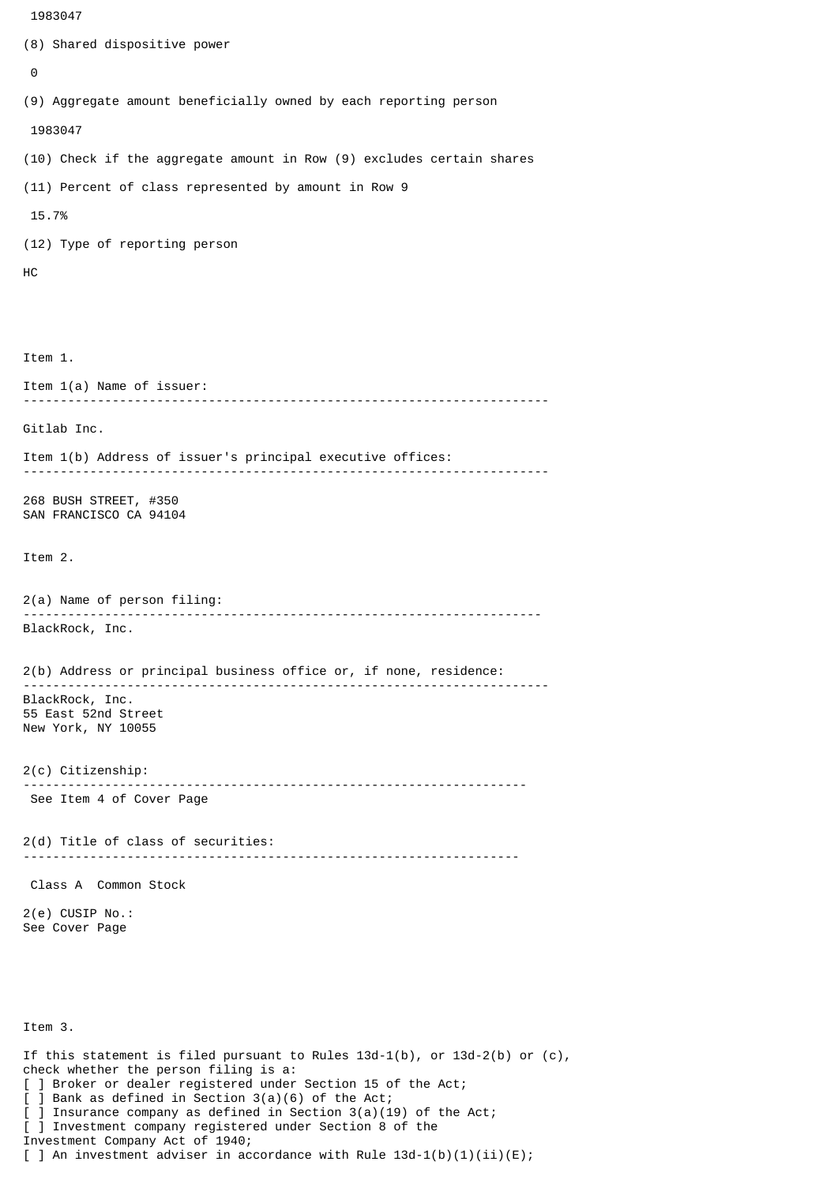1983047

(8) Shared dispositive power

0

(9) Aggregate amount beneficially owned by each reporting person

1983047

(10) Check if the aggregate amount in Row (9) excludes certain shares

(11) Percent of class represented by amount in Row 9

15.7%

(12) Type of reporting person

HC

Item 1.

Item 1(a) Name of issuer:
-----------------------------------------------------------------------

Gitlab Inc.

Item 1(b) Address of issuer's principal executive offices:
-----------------------------------------------------------------------

268 BUSH STREET, #350
SAN FRANCISCO CA 94104

Item 2.

2(a) Name of person filing:
----------------------------------------------------------------------
BlackRock, Inc.

2(b) Address or principal business office or, if none, residence:
-----------------------------------------------------------------------
BlackRock, Inc.
55 East 52nd Street
New York, NY 10055

2(c) Citizenship:
--------------------------------------------------------------------
See Item 4 of Cover Page

2(d) Title of class of securities:
-------------------------------------------------------------------

Class A Common Stock

2(e) CUSIP No.:
See Cover Page

Item 3.

If this statement is filed pursuant to Rules 13d-1(b), or 13d-2(b) or (c),
check whether the person filing is a:
[ ] Broker or dealer registered under Section 15 of the Act;
[ ] Bank as defined in Section 3(a)(6) of the Act;
[ ] Insurance company as defined in Section 3(a)(19) of the Act;
[ ] Investment company registered under Section 8 of the
Investment Company Act of 1940;
[ ] An investment adviser in accordance with Rule 13d-1(b)(1)(ii)(E);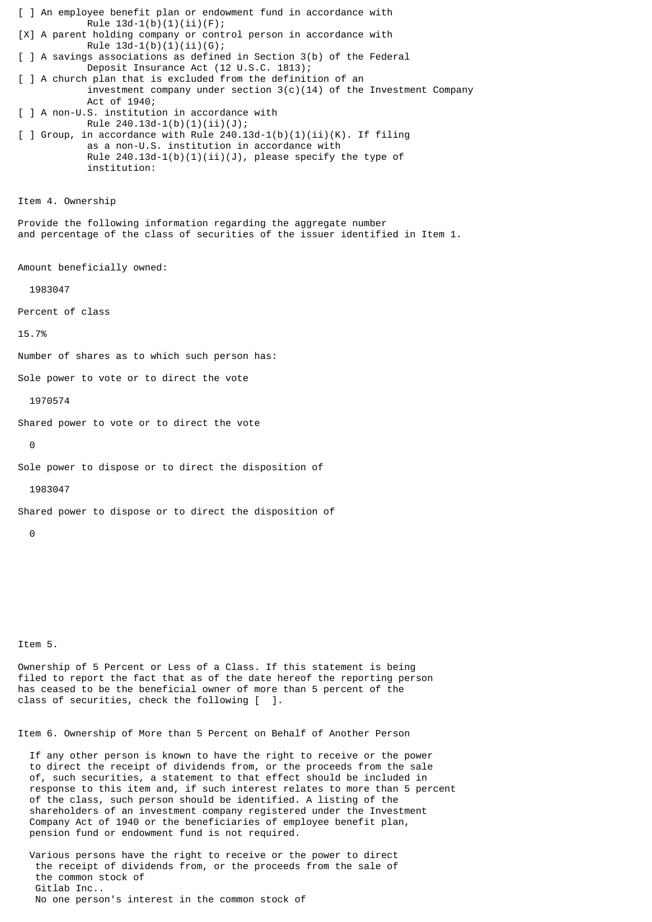[ ] An employee benefit plan or endowment fund in accordance with Rule 13d-1(b)(1)(ii)(F);

[X] A parent holding company or control person in accordance with Rule 13d-1(b)(1)(ii)(G);

[ ] A savings associations as defined in Section 3(b) of the Federal Deposit Insurance Act (12 U.S.C. 1813);

[ ] A church plan that is excluded from the definition of an investment company under section 3(c)(14) of the Investment Company Act of 1940;

[ ] A non-U.S. institution in accordance with Rule 240.13d-1(b)(1)(ii)(J);

[ ] Group, in accordance with Rule 240.13d-1(b)(1)(ii)(K). If filing as a non-U.S. institution in accordance with Rule 240.13d-1(b)(1)(ii)(J), please specify the type of institution:

Item 4. Ownership

Provide the following information regarding the aggregate number and percentage of the class of securities of the issuer identified in Item 1.

Amount beneficially owned:

1983047

Percent of class

15.7%

Number of shares as to which such person has:

Sole power to vote or to direct the vote

1970574

Shared power to vote or to direct the vote

0

Sole power to dispose or to direct the disposition of

1983047

Shared power to dispose or to direct the disposition of

0

Item 5.

Ownership of 5 Percent or Less of a Class. If this statement is being filed to report the fact that as of the date hereof the reporting person has ceased to be the beneficial owner of more than 5 percent of the class of securities, check the following [ ].

Item 6. Ownership of More than 5 Percent on Behalf of Another Person

If any other person is known to have the right to receive or the power to direct the receipt of dividends from, or the proceeds from the sale of, such securities, a statement to that effect should be included in response to this item and, if such interest relates to more than 5 percent of the class, such person should be identified. A listing of the shareholders of an investment company registered under the Investment Company Act of 1940 or the beneficiaries of employee benefit plan, pension fund or endowment fund is not required.

Various persons have the right to receive or the power to direct the receipt of dividends from, or the proceeds from the sale of the common stock of Gitlab Inc.. No one person's interest in the common stock of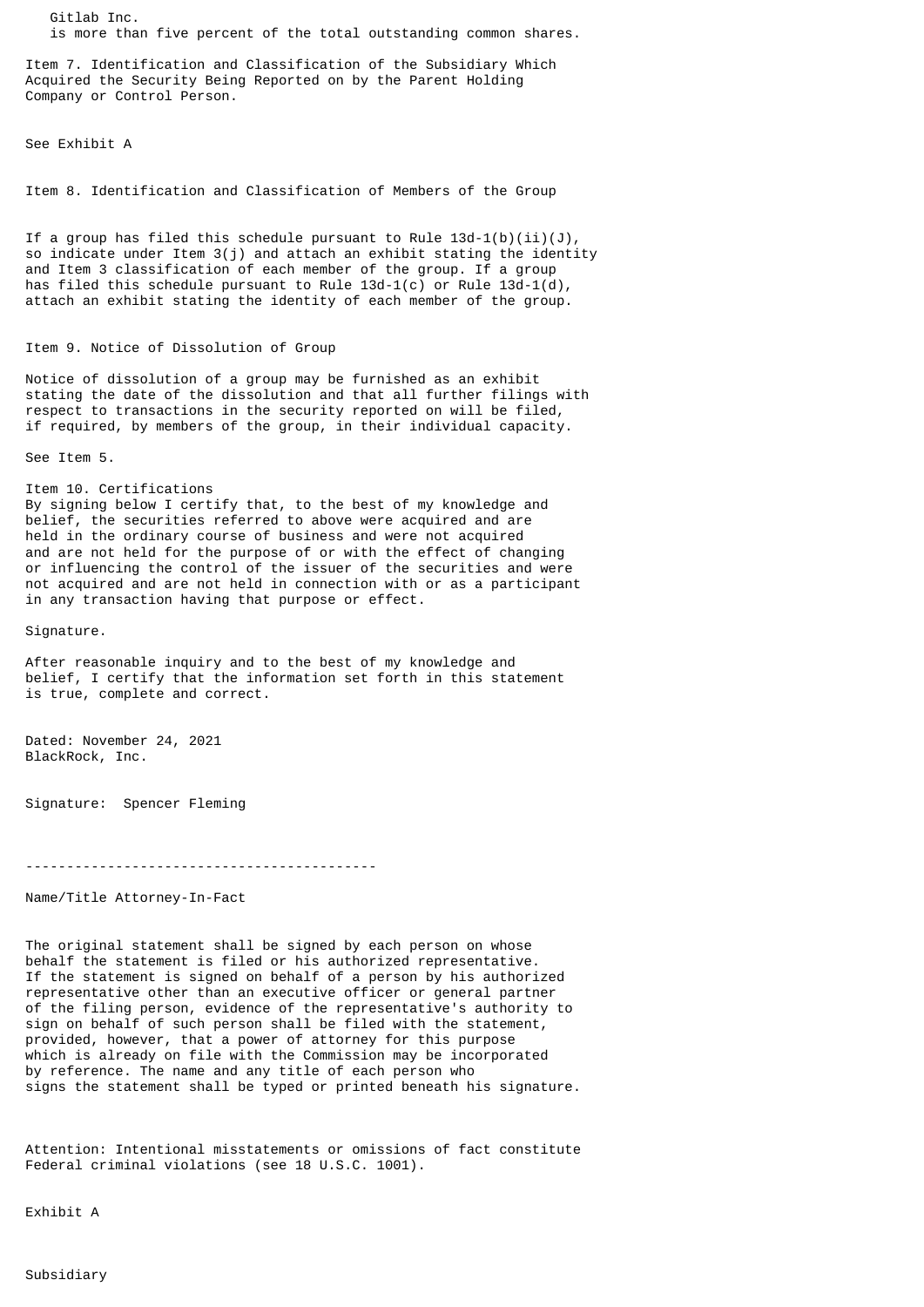Gitlab Inc.
is more than five percent of the total outstanding common shares.

Item 7. Identification and Classification of the Subsidiary Which Acquired the Security Being Reported on by the Parent Holding Company or Control Person.

See Exhibit A

Item 8. Identification and Classification of Members of the Group

If a group has filed this schedule pursuant to Rule 13d-1(b)(ii)(J), so indicate under Item 3(j) and attach an exhibit stating the identity and Item 3 classification of each member of the group. If a group has filed this schedule pursuant to Rule 13d-1(c) or Rule 13d-1(d), attach an exhibit stating the identity of each member of the group.

Item 9. Notice of Dissolution of Group

Notice of dissolution of a group may be furnished as an exhibit stating the date of the dissolution and that all further filings with respect to transactions in the security reported on will be filed, if required, by members of the group, in their individual capacity.

See Item 5.

Item 10. Certifications
By signing below I certify that, to the best of my knowledge and belief, the securities referred to above were acquired and are held in the ordinary course of business and were not acquired and are not held for the purpose of or with the effect of changing or influencing the control of the issuer of the securities and were not acquired and are not held in connection with or as a participant in any transaction having that purpose or effect.

Signature.

After reasonable inquiry and to the best of my knowledge and belief, I certify that the information set forth in this statement is true, complete and correct.

Dated: November 24, 2021
BlackRock, Inc.

Signature: Spencer Fleming

-------------------------------------------

Name/Title Attorney-In-Fact

The original statement shall be signed by each person on whose behalf the statement is filed or his authorized representative. If the statement is signed on behalf of a person by his authorized representative other than an executive officer or general partner of the filing person, evidence of the representative's authority to sign on behalf of such person shall be filed with the statement, provided, however, that a power of attorney for this purpose which is already on file with the Commission may be incorporated by reference. The name and any title of each person who signs the statement shall be typed or printed beneath his signature.

Attention: Intentional misstatements or omissions of fact constitute Federal criminal violations (see 18 U.S.C. 1001).

Exhibit A

Subsidiary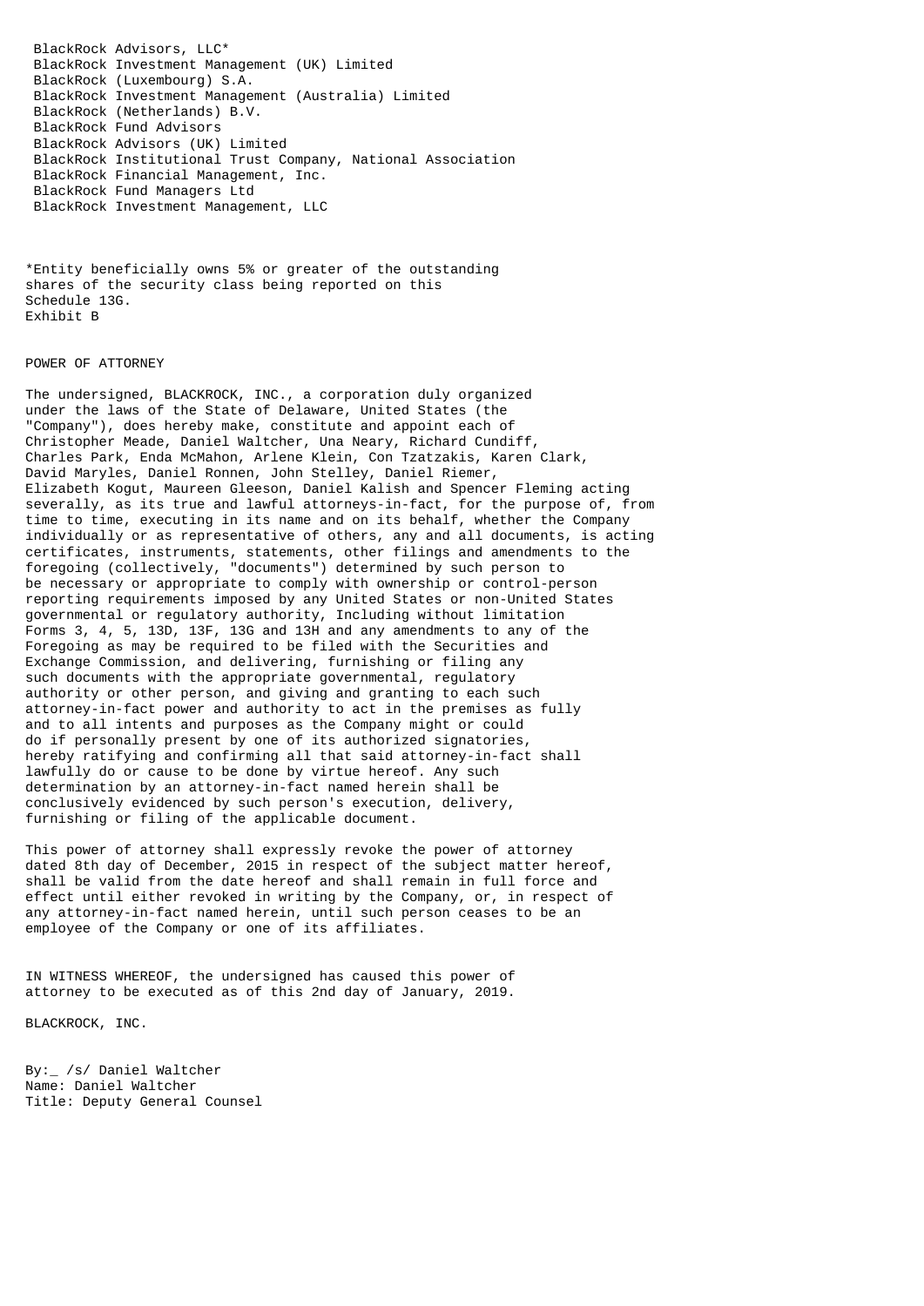BlackRock Advisors, LLC*
BlackRock Investment Management (UK) Limited
BlackRock (Luxembourg) S.A.
BlackRock Investment Management (Australia) Limited
BlackRock (Netherlands) B.V.
BlackRock Fund Advisors
BlackRock Advisors (UK) Limited
BlackRock Institutional Trust Company, National Association
BlackRock Financial Management, Inc.
BlackRock Fund Managers Ltd
BlackRock Investment Management, LLC

*Entity beneficially owns 5% or greater of the outstanding shares of the security class being reported on this Schedule 13G.

Exhibit B

POWER OF ATTORNEY

The undersigned, BLACKROCK, INC., a corporation duly organized under the laws of the State of Delaware, United States (the "Company"), does hereby make, constitute and appoint each of Christopher Meade, Daniel Waltcher, Una Neary, Richard Cundiff, Charles Park, Enda McMahon, Arlene Klein, Con Tzatzakis, Karen Clark, David Maryles, Daniel Ronnen, John Stelley, Daniel Riemer, Elizabeth Kogut, Maureen Gleeson, Daniel Kalish and Spencer Fleming acting severally, as its true and lawful attorneys-in-fact, for the purpose of, from time to time, executing in its name and on its behalf, whether the Company individually or as representative of others, any and all documents, is acting certificates, instruments, statements, other filings and amendments to the foregoing (collectively, "documents") determined by such person to be necessary or appropriate to comply with ownership or control-person reporting requirements imposed by any United States or non-United States governmental or regulatory authority, Including without limitation Forms 3, 4, 5, 13D, 13F, 13G and 13H and any amendments to any of the Foregoing as may be required to be filed with the Securities and Exchange Commission, and delivering, furnishing or filing any such documents with the appropriate governmental, regulatory authority or other person, and giving and granting to each such attorney-in-fact power and authority to act in the premises as fully and to all intents and purposes as the Company might or could do if personally present by one of its authorized signatories, hereby ratifying and confirming all that said attorney-in-fact shall lawfully do or cause to be done by virtue hereof. Any such determination by an attorney-in-fact named herein shall be conclusively evidenced by such person's execution, delivery, furnishing or filing of the applicable document.

This power of attorney shall expressly revoke the power of attorney dated 8th day of December, 2015 in respect of the subject matter hereof, shall be valid from the date hereof and shall remain in full force and effect until either revoked in writing by the Company, or, in respect of any attorney-in-fact named herein, until such person ceases to be an employee of the Company or one of its affiliates.

IN WITNESS WHEREOF, the undersigned has caused this power of attorney to be executed as of this 2nd day of January, 2019.

BLACKROCK, INC.

By:_ /s/ Daniel Waltcher
Name: Daniel Waltcher
Title: Deputy General Counsel